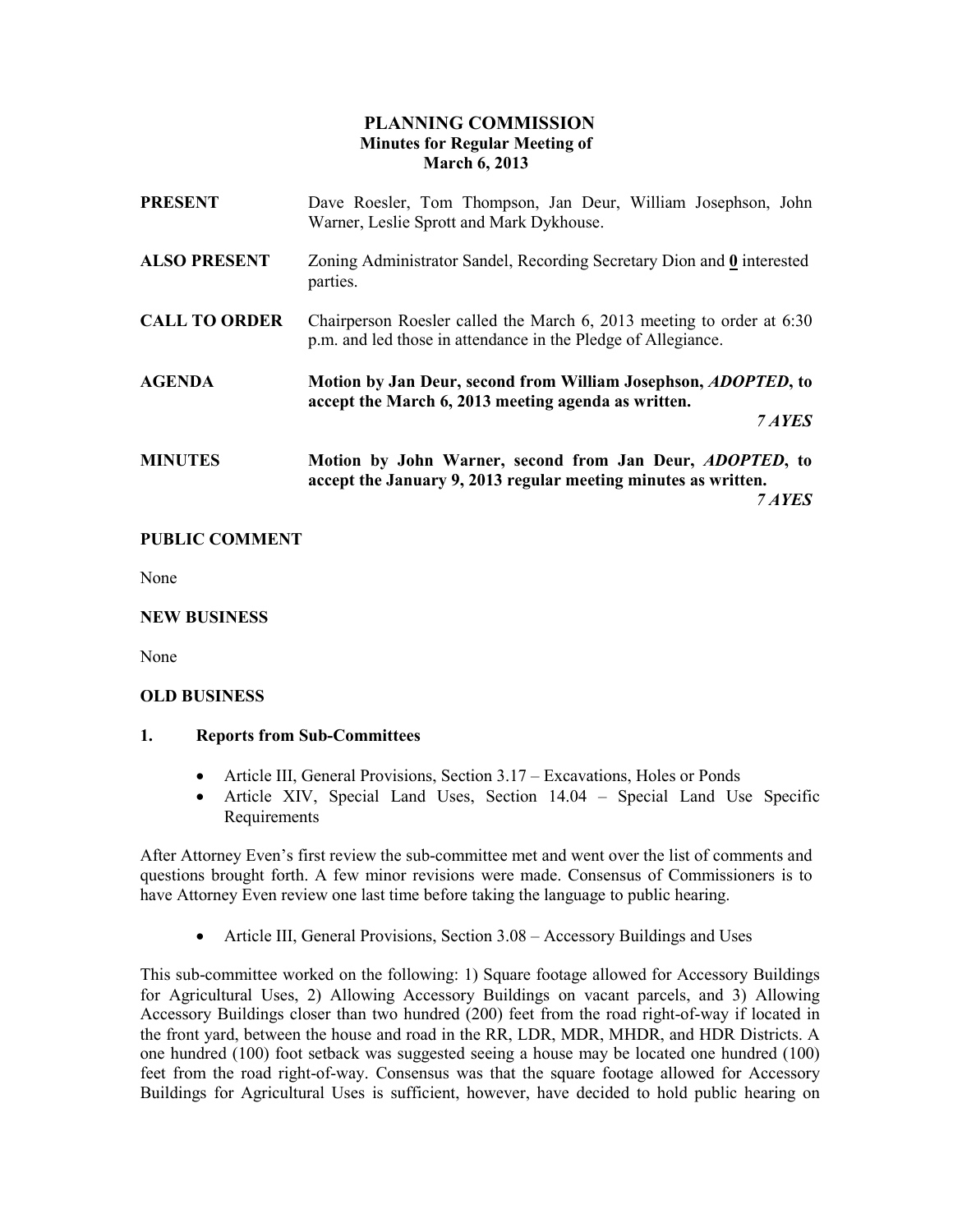# PLANNING COMMISSION
## Minutes for Regular Meeting of
## March 6, 2013

**PRESENT** Dave Roesler, Tom Thompson, Jan Deur, William Josephson, John Warner, Leslie Sprott and Mark Dykhouse.

**ALSO PRESENT** Zoning Administrator Sandel, Recording Secretary Dion and **0** interested parties.

**CALL TO ORDER** Chairperson Roesler called the March 6, 2013 meeting to order at 6:30 p.m. and led those in attendance in the Pledge of Allegiance.

**AGENDA** **Motion by Jan Deur, second from William Josephson, *ADOPTED*, to accept the March 6, 2013 meeting agenda as written.**

***7 AYES***

**MINUTES** **Motion by John Warner, second from Jan Deur, *ADOPTED*, to accept the January 9, 2013 regular meeting minutes as written.**

***7 AYES***

**PUBLIC COMMENT**

None

**NEW BUSINESS**

None

**OLD BUSINESS**

**1. Reports from Sub-Committees**

- Article III, General Provisions, Section 3.17 – Excavations, Holes or Ponds
- Article XIV, Special Land Uses, Section 14.04 – Special Land Use Specific Requirements

After Attorney Even's first review the sub-committee met and went over the list of comments and questions brought forth. A few minor revisions were made. Consensus of Commissioners is to have Attorney Even review one last time before taking the language to public hearing.

- Article III, General Provisions, Section 3.08 – Accessory Buildings and Uses

This sub-committee worked on the following: 1) Square footage allowed for Accessory Buildings for Agricultural Uses, 2) Allowing Accessory Buildings on vacant parcels, and 3) Allowing Accessory Buildings closer than two hundred (200) feet from the road right-of-way if located in the front yard, between the house and road in the RR, LDR, MDR, MHDR, and HDR Districts. A one hundred (100) foot setback was suggested seeing a house may be located one hundred (100) feet from the road right-of-way. Consensus was that the square footage allowed for Accessory Buildings for Agricultural Uses is sufficient, however, have decided to hold public hearing on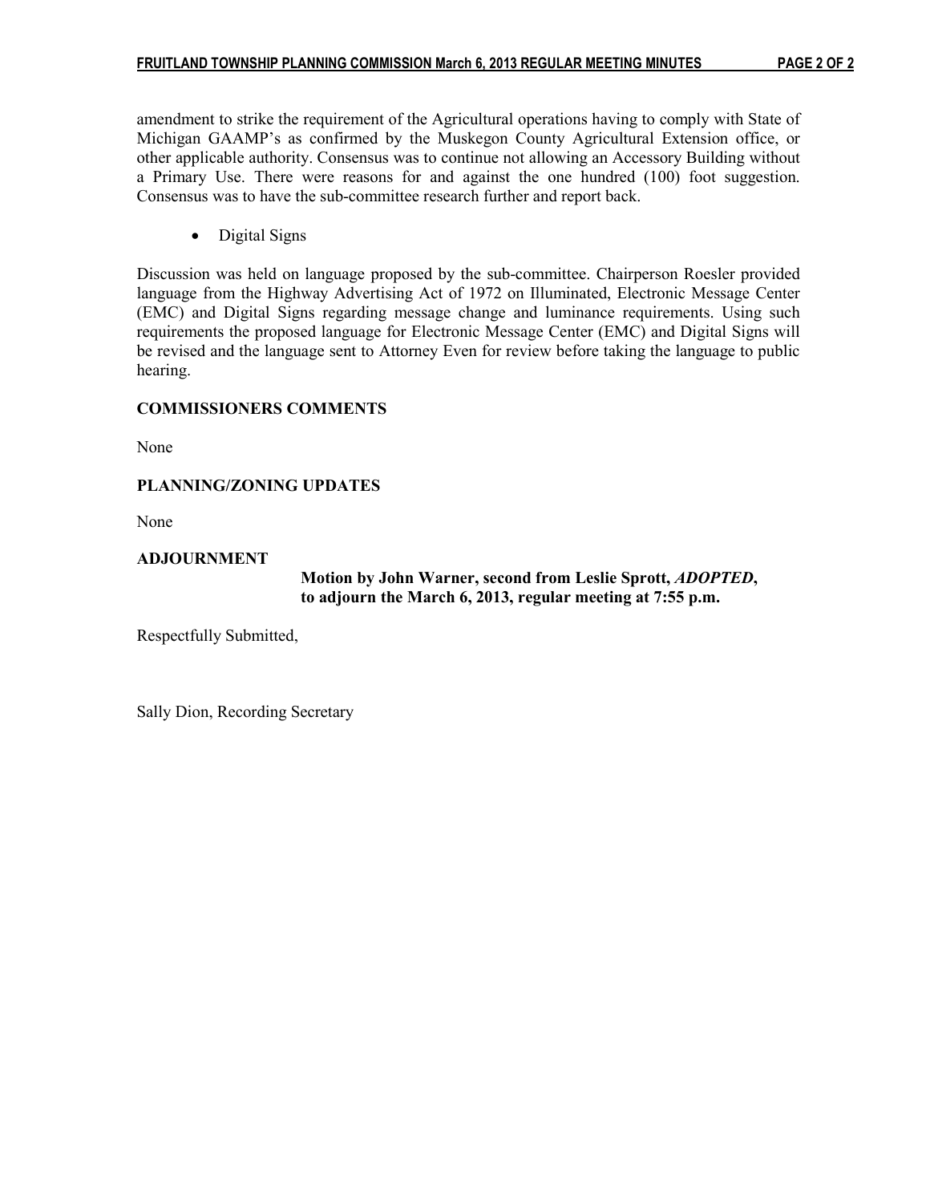amendment to strike the requirement of the Agricultural operations having to comply with State of Michigan GAAMP's as confirmed by the Muskegon County Agricultural Extension office, or other applicable authority. Consensus was to continue not allowing an Accessory Building without a Primary Use. There were reasons for and against the one hundred (100) foot suggestion. Consensus was to have the sub-committee research further and report back.

- Digital Signs

Discussion was held on language proposed by the sub-committee. Chairperson Roesler provided language from the Highway Advertising Act of 1972 on Illuminated, Electronic Message Center (EMC) and Digital Signs regarding message change and luminance requirements. Using such requirements the proposed language for Electronic Message Center (EMC) and Digital Signs will be revised and the language sent to Attorney Even for review before taking the language to public hearing.

### COMMISSIONERS COMMENTS

None

### PLANNING/ZONING UPDATES

None

### ADJOURNMENT

**Motion by John Warner, second from Leslie Sprott, *ADOPTED*, to adjourn the March 6, 2013, regular meeting at 7:55 p.m.**

Respectfully Submitted,

Sally Dion, Recording Secretary